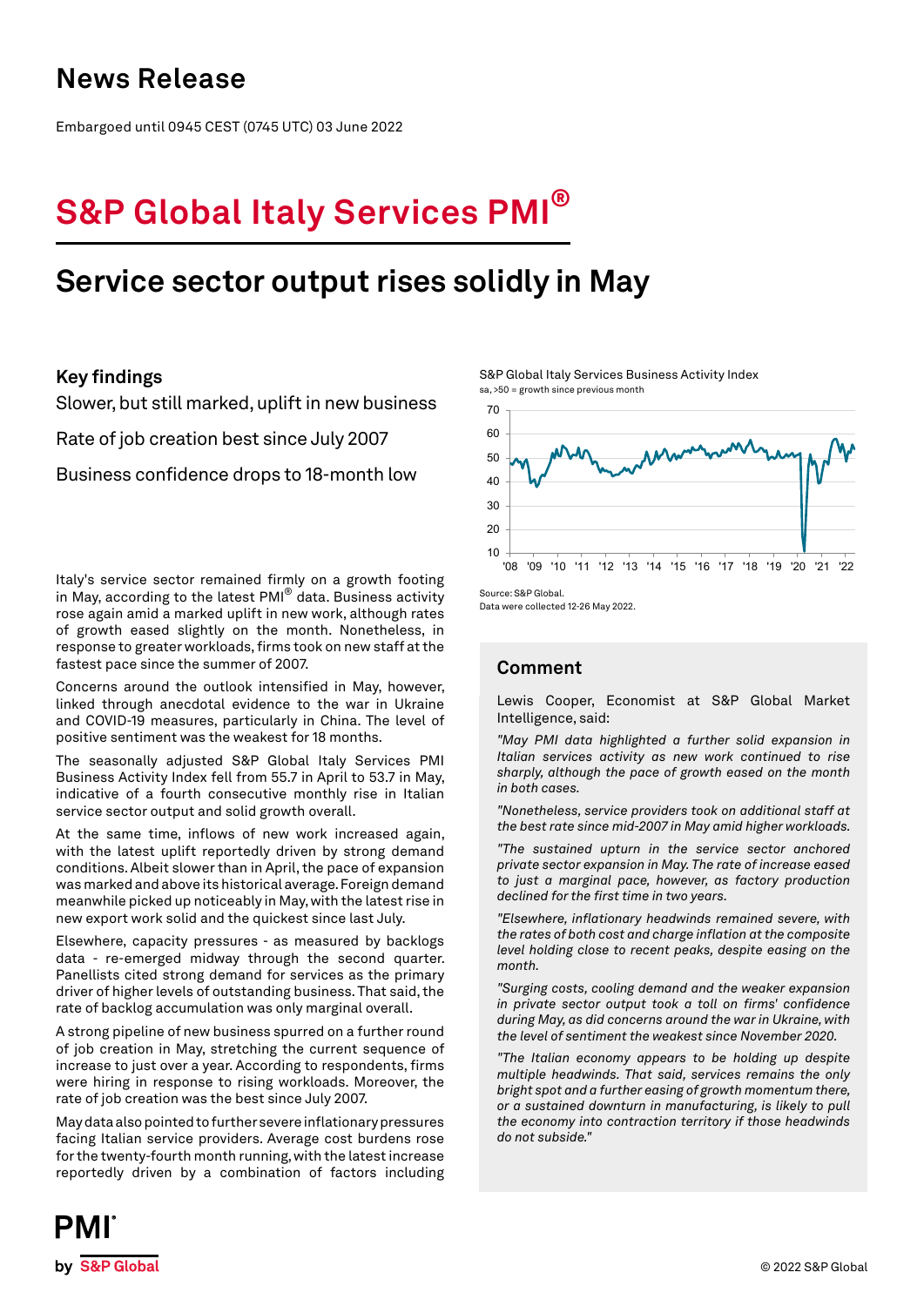# News Release

Embargoed until 0945 CEST (0745 UTC) 03 June 2022

# S&P Global Italy Services PMI®

## Service sector output rises solidly in May

### Key findings

Slower, but still marked, uplift in new business

Rate of job creation best since July 2007

Business confidence drops to 18-month low

S&P Global Italy Services Business Activity Index
sa, >50 = growth since previous month

Source: S&P Global.
Data were collected 12-26 May 2022.

Italy's service sector remained firmly on a growth footing in May, according to the latest PMI® data. Business activity rose again amid a marked uplift in new work, although rates of growth eased slightly on the month. Nonetheless, in response to greater workloads, firms took on new staff at the fastest pace since the summer of 2007.

Concerns around the outlook intensified in May, however, linked through anecdotal evidence to the war in Ukraine and COVID-19 measures, particularly in China. The level of positive sentiment was the weakest for 18 months.

The seasonally adjusted S&P Global Italy Services PMI Business Activity Index fell from 55.7 in April to 53.7 in May, indicative of a fourth consecutive monthly rise in Italian service sector output and solid growth overall.

At the same time, inflows of new work increased again, with the latest uplift reportedly driven by strong demand conditions. Albeit slower than in April, the pace of expansion was marked and above its historical average. Foreign demand meanwhile picked up noticeably in May, with the latest rise in new export work solid and the quickest since last July.

Elsewhere, capacity pressures - as measured by backlogs data - re-emerged midway through the second quarter. Panellists cited strong demand for services as the primary driver of higher levels of outstanding business. That said, the rate of backlog accumulation was only marginal overall.

A strong pipeline of new business spurred on a further round of job creation in May, stretching the current sequence of increase to just over a year. According to respondents, firms were hiring in response to rising workloads. Moreover, the rate of job creation was the best since July 2007.

May data also pointed to further severe inflationary pressures facing Italian service providers. Average cost burdens rose for the twenty-fourth month running, with the latest increase reportedly driven by a combination of factors including

### Comment

Lewis Cooper, Economist at S&P Global Market Intelligence, said:

*"May PMI data highlighted a further solid expansion in Italian services activity as new work continued to rise sharply, although the pace of growth eased on the month in both cases.*

*"Nonetheless, service providers took on additional staff at the best rate since mid-2007 in May amid higher workloads.*

*"The sustained upturn in the service sector anchored private sector expansion in May. The rate of increase eased to just a marginal pace, however, as factory production declined for the first time in two years.*

*"Elsewhere, inflationary headwinds remained severe, with the rates of both cost and charge inflation at the composite level holding close to recent peaks, despite easing on the month.*

*"Surging costs, cooling demand and the weaker expansion in private sector output took a toll on firms' confidence during May, as did concerns around the war in Ukraine, with the level of sentiment the weakest since November 2020.*

*"The Italian economy appears to be holding up despite multiple headwinds. That said, services remains the only bright spot and a further easing of growth momentum there, or a sustained downturn in manufacturing, is likely to pull the economy into contraction territory if those headwinds do not subside."*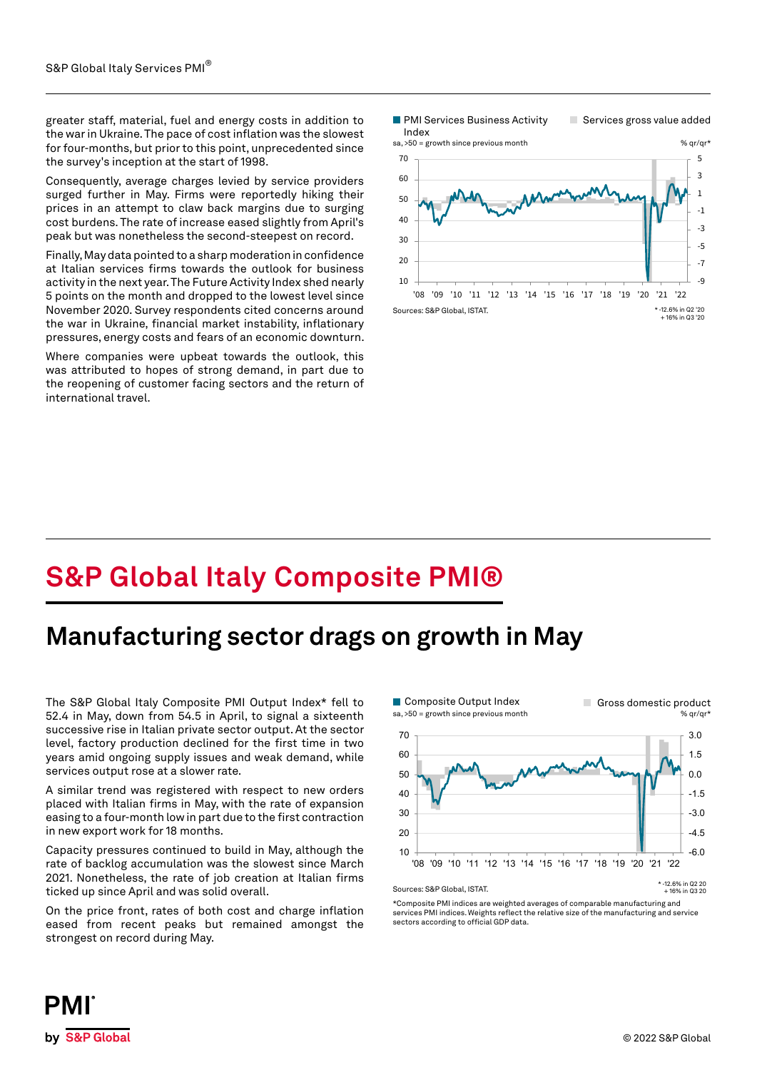greater staff, material, fuel and energy costs in addition to the war in Ukraine. The pace of cost inflation was the slowest for four-months, but prior to this point, unprecedented since the survey's inception at the start of 1998.

Consequently, average charges levied by service providers surged further in May. Firms were reportedly hiking their prices in an attempt to claw back margins due to surging cost burdens. The rate of increase eased slightly from April's peak but was nonetheless the second-steepest on record.

Finally, May data pointed to a sharp moderation in confidence at Italian services firms towards the outlook for business activity in the next year. The Future Activity Index shed nearly 5 points on the month and dropped to the lowest level since November 2020. Survey respondents cited concerns around the war in Ukraine, financial market instability, inflationary pressures, energy costs and fears of an economic downturn.

Where companies were upbeat towards the outlook, this was attributed to hopes of strong demand, in part due to the reopening of customer facing sectors and the return of international travel.

PMI Services Business Activity Index — sa, >50 = growth since previous month; Services gross value added — % qr/qr*

Sources: S&P Global, ISTAT.

* -12.6% in Q2 '20 + 16% in Q3 '20

# S&P Global Italy Composite PMI®

## Manufacturing sector drags on growth in May

The S&P Global Italy Composite PMI Output Index* fell to 52.4 in May, down from 54.5 in April, to signal a sixteenth successive rise in Italian private sector output. At the sector level, factory production declined for the first time in two years amid ongoing supply issues and weak demand, while services output rose at a slower rate.

A similar trend was registered with respect to new orders placed with Italian firms in May, with the rate of backlog accumulation was the slowest since March 2021. Nonetheless, the rate of job creation at Italian firms ticked up since April and was solid overall.

On the price front, rates of both cost and charge inflation eased from recent peaks but remained amongst the strongest on record during May.

Composite Output Index — sa, >50 = growth since previous month; Gross domestic product — % qr/qr*

Sources: S&P Global, ISTAT.

* -12.6% in Q2 20 + 16% in Q3 20

*Composite PMI indices are weighted averages of comparable manufacturing and services PMI indices. Weights reflect the relative size of the manufacturing and service sectors according to official GDP data.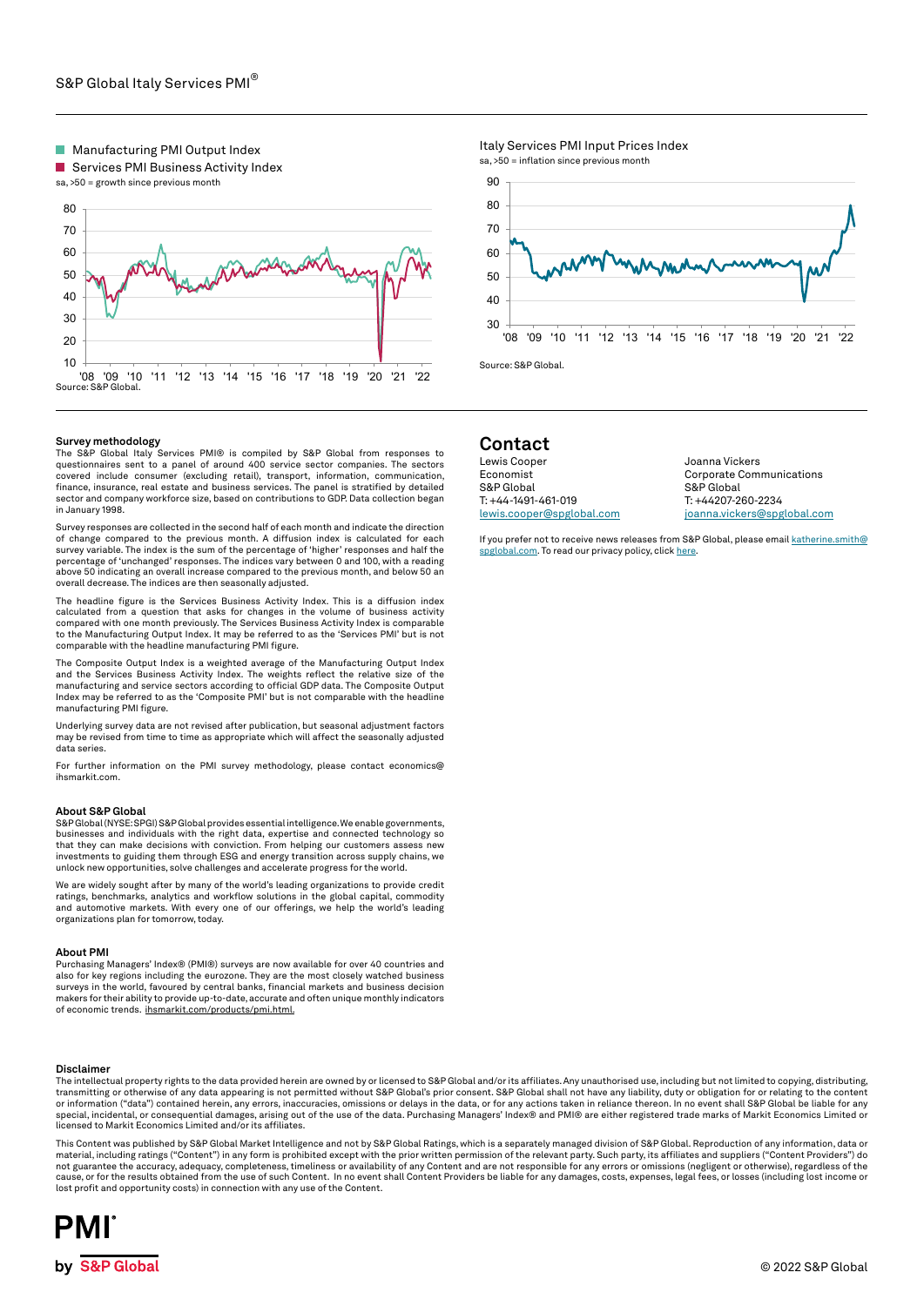■ Manufacturing PMI Output Index
■ Services PMI Business Activity Index
sa, >50 = growth since previous month

80
70
60
50
40
30
20
10
'08 '09 '10 '11 '12 '13 '14 '15 '16 '17 '18 '19 '20 '21 '22
Source: S&P Global.

Italy Services PMI Input Prices Index
sa, >50 = inflation since previous month

90
80
70
60
50
40
30
'08 '09 '10 '11 '12 '13 '14 '15 '16 '17 '18 '19 '20 '21 '22

Source: S&P Global.

**Survey methodology**

The S&P Global Italy Services PMI® is compiled by S&P Global from responses to questionnaires sent to a panel of around 400 service sector companies. The sectors covered include consumer (excluding retail), transport, information, communication, finance, insurance, real estate and business services. The panel is stratified by detailed sector and company workforce size, based on contributions to GDP. Data collection began in January 1998.

Survey responses are collected in the second half of each month and indicate the direction of change compared to the previous month. A diffusion index is calculated for each survey variable. The index is the sum of the percentage of 'higher' responses and half the percentage of 'unchanged' responses. The indices vary between 0 and 100, with a reading above 50 indicating an overall increase compared to the previous month, and below 50 an overall decrease. The indices are then seasonally adjusted.

The headline figure is the Services Business Activity Index. This is a diffusion index calculated from a question that asks for changes in the volume of business activity compared with one month previously. The Services Business Activity Index is comparable to the Manufacturing Output Index. It may be referred to as the 'Services PMI' but is not comparable with the headline manufacturing PMI figure.

The Composite Output Index is a weighted average of the Manufacturing Output Index and the Services Business Activity Index. The weights reflect the relative size of the manufacturing and service sectors according to official GDP data. The Composite Output Index may be referred to as the 'Composite PMI' but is not comparable with the headline manufacturing PMI figure.

Underlying survey data are not revised after publication, but seasonal adjustment factors may be revised from time to time as appropriate which will affect the seasonally adjusted data series.

For further information on the PMI survey methodology, please contact economics@ihsmarkit.com.

**About S&P Global**

S&P Global (NYSE: SPGI) S&P Global provides essential intelligence. We enable governments, businesses and individuals with the right data, expertise and connected technology so that they can make decisions with conviction. From helping our customers assess new investments to guiding them through ESG and energy transition across supply chains, we unlock new opportunities, solve challenges and accelerate progress for the world.

We are widely sought after by many of the world's leading organizations to provide credit ratings, benchmarks, analytics and workflow solutions in the global capital, commodity and automotive markets. With every one of our offerings, we help the world's leading organizations plan for tomorrow, today.

**About PMI**

Purchasing Managers' Index® (PMI®) surveys are now available for over 40 countries and also for key regions including the eurozone. They are the most closely watched business surveys in the world, favoured by central banks, financial markets and business decision makers for their ability to provide up-to-date, accurate and often unique monthly indicators of economic trends. ihsmarkit.com/products/pmi.html.

## Contact

Lewis Cooper
Economist
S&P Global
T: +44-1491-461-019
lewis.cooper@spglobal.com

Joanna Vickers
Corporate Communications
S&P Global
T: +44207-260-2234
joanna.vickers@spglobal.com

If you prefer not to receive news releases from S&P Global, please email katherine.smith@spglobal.com. To read our privacy policy, click here.

**Disclaimer**

The intellectual property rights to the data provided herein are owned by or licensed to S&P Global and/or its affiliates. Any unauthorised use, including but not limited to copying, distributing, transmitting or otherwise of any data appearing is not permitted without S&P Global's prior consent. S&P Global shall not have any liability, duty or obligation for or relating to the content or information ("data") contained herein, any errors, inaccuracies, omissions or delays in the data, or for any actions taken in reliance thereon. In no event shall S&P Global be liable for any special, incidental, or consequential damages, arising out of the use of the data. Purchasing Managers' Index® and PMI® are either registered trade marks of Markit Economics Limited or licensed to Markit Economics Limited and/or its affiliates.

This Content was published by S&P Global Market Intelligence and not by S&P Global Ratings, which is a separately managed division of S&P Global. Reproduction of any information, data or material, including ratings ("Content") in any form is prohibited except with the prior written permission of the relevant party. Such party, its affiliates and suppliers ("Content Providers") do not guarantee the accuracy, adequacy, completeness, timeliness or availability of any Content and are not responsible for any errors or omissions (negligent or otherwise), regardless of the cause, or for the results obtained from the use of such Content. In no event shall Content Providers be liable for any damages, costs, expenses, legal fees, or losses (including lost income or lost profit and opportunity costs) in connection with any use of the Content.

PMI by S&P Global

© 2022 S&P Global